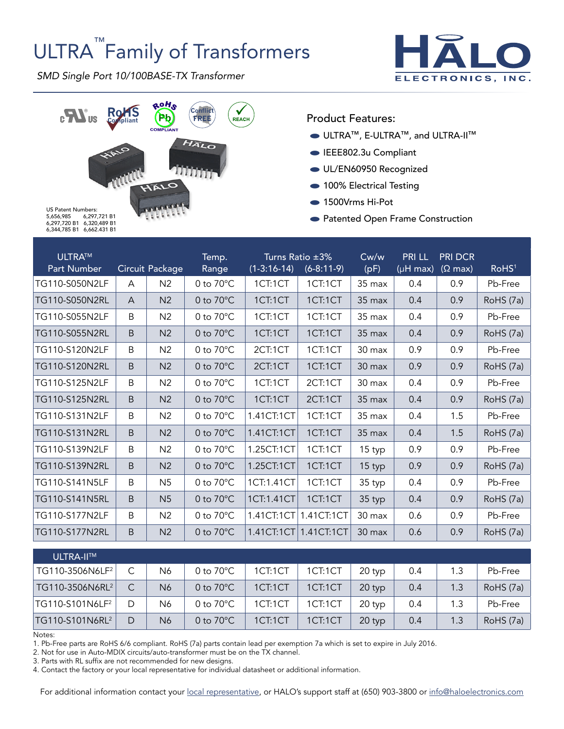# ULTRA™ Family of Transformers

*SMD Single Port 10/100BASE-TX Transformer*

HALO ELECTRONICS, INC.

US Patent Numbers:
5,656,985 6,297,721 B1
6,297,720 B1 6,320,489 B1
6,344,785 B1 6,662.431 B1

## Product Features:

- ULTRA™, E-ULTRA™, and ULTRA-II™
- IEEE802.3u Compliant
- UL/EN60950 Recognized
- 100% Electrical Testing
- 1500Vrms Hi-Pot
- Patented Open Frame Construction

| ULTRA™ Part Number | Circuit | Package | Temp. Range | Turns Ratio ±3% (1-3:16-14) | Turns Ratio ±3% (6-8:11-9) | Cw/w (pF) | PRI LL (µH max) | PRI DCR (Ω max) | RoHS[1] |
|---|---|---|---|---|---|---|---|---|---|
| TG110-S050N2LF | A | N2 | 0 to 70°C | 1CT:1CT | 1CT:1CT | 35 max | 0.4 | 0.9 | Pb-Free |
| TG110-S050N2RL | A | N2 | 0 to 70°C | 1CT:1CT | 1CT:1CT | 35 max | 0.4 | 0.9 | RoHS (7a) |
| TG110-S055N2LF | B | N2 | 0 to 70°C | 1CT:1CT | 1CT:1CT | 35 max | 0.4 | 0.9 | Pb-Free |
| TG110-S055N2RL | B | N2 | 0 to 70°C | 1CT:1CT | 1CT:1CT | 35 max | 0.4 | 0.9 | RoHS (7a) |
| TG110-S120N2LF | B | N2 | 0 to 70°C | 2CT:1CT | 1CT:1CT | 30 max | 0.9 | 0.9 | Pb-Free |
| TG110-S120N2RL | B | N2 | 0 to 70°C | 2CT:1CT | 1CT:1CT | 30 max | 0.9 | 0.9 | RoHS (7a) |
| TG110-S125N2LF | B | N2 | 0 to 70°C | 1CT:1CT | 2CT:1CT | 30 max | 0.4 | 0.9 | Pb-Free |
| TG110-S125N2RL | B | N2 | 0 to 70°C | 1CT:1CT | 2CT:1CT | 35 max | 0.4 | 0.9 | RoHS (7a) |
| TG110-S131N2LF | B | N2 | 0 to 70°C | 1.41CT:1CT | 1CT:1CT | 35 max | 0.4 | 1.5 | Pb-Free |
| TG110-S131N2RL | B | N2 | 0 to 70°C | 1.41CT:1CT | 1CT:1CT | 35 max | 0.4 | 1.5 | RoHS (7a) |
| TG110-S139N2LF | B | N2 | 0 to 70°C | 1.25CT:1CT | 1CT:1CT | 15 typ | 0.9 | 0.9 | Pb-Free |
| TG110-S139N2RL | B | N2 | 0 to 70°C | 1.25CT:1CT | 1CT:1CT | 15 typ | 0.9 | 0.9 | RoHS (7a) |
| TG110-S141N5LF | B | N5 | 0 to 70°C | 1CT:1.41CT | 1CT:1CT | 35 typ | 0.4 | 0.9 | Pb-Free |
| TG110-S141N5RL | B | N5 | 0 to 70°C | 1CT:1.41CT | 1CT:1CT | 35 typ | 0.4 | 0.9 | RoHS (7a) |
| TG110-S177N2LF | B | N2 | 0 to 70°C | 1.41CT:1CT | 1.41CT:1CT | 30 max | 0.6 | 0.9 | Pb-Free |
| TG110-S177N2RL | B | N2 | 0 to 70°C | 1.41CT:1CT | 1.41CT:1CT | 30 max | 0.6 | 0.9 | RoHS (7a) |
| **ULTRA-II™** | | | | | | | | | |
| TG110-3506N6LF[2] | C | N6 | 0 to 70°C | 1CT:1CT | 1CT:1CT | 20 typ | 0.4 | 1.3 | Pb-Free |
| TG110-3506N6RL[2] | C | N6 | 0 to 70°C | 1CT:1CT | 1CT:1CT | 20 typ | 0.4 | 1.3 | RoHS (7a) |
| TG110-S101N6LF[2] | D | N6 | 0 to 70°C | 1CT:1CT | 1CT:1CT | 20 typ | 0.4 | 1.3 | Pb-Free |
| TG110-S101N6RL[2] | D | N6 | 0 to 70°C | 1CT:1CT | 1CT:1CT | 20 typ | 0.4 | 1.3 | RoHS (7a) |

Notes:
1. Pb-Free parts are RoHS 6/6 compliant. RoHS (7a) parts contain lead per exemption 7a which is set to expire in July 2016.
2. Not for use in Auto-MDIX circuits/auto-transformer must be on the TX channel.
3. Parts with RL suffix are not recommended for new designs.
4. Contact the factory or your local representative for individual datasheet or additional information.

For additional information contact your local representative, or HALO's support staff at (650) 903-3800 or info@haloelectronics.com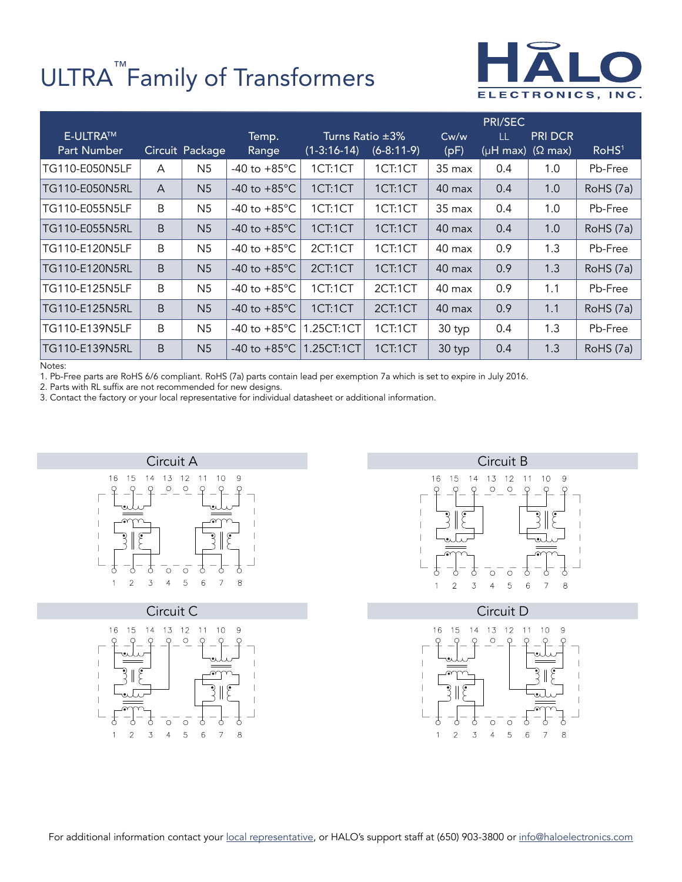# ULTRA™ Family of Transformers

| E-ULTRA™ Part Number | Circuit | Package | Temp. Range | Turns Ratio ±3% (1-3:16-14) | Turns Ratio ±3% (6-8:11-9) | Cw/w (pF) | PRI/SEC LL (μH max) | PRI DCR (Ω max) | RoHS[1] |
|---|---|---|---|---|---|---|---|---|---|
| TG110-E050N5LF | A | N5 | -40 to +85°C | 1CT:1CT | 1CT:1CT | 35 max | 0.4 | 1.0 | Pb-Free |
| TG110-E050N5RL | A | N5 | -40 to +85°C | 1CT:1CT | 1CT:1CT | 40 max | 0.4 | 1.0 | RoHS (7a) |
| TG110-E055N5LF | B | N5 | -40 to +85°C | 1CT:1CT | 1CT:1CT | 35 max | 0.4 | 1.0 | Pb-Free |
| TG110-E055N5RL | B | N5 | -40 to +85°C | 1CT:1CT | 1CT:1CT | 40 max | 0.4 | 1.0 | RoHS (7a) |
| TG110-E120N5LF | B | N5 | -40 to +85°C | 2CT:1CT | 1CT:1CT | 40 max | 0.9 | 1.3 | Pb-Free |
| TG110-E120N5RL | B | N5 | -40 to +85°C | 2CT:1CT | 1CT:1CT | 40 max | 0.9 | 1.3 | RoHS (7a) |
| TG110-E125N5LF | B | N5 | -40 to +85°C | 1CT:1CT | 2CT:1CT | 40 max | 0.9 | 1.1 | Pb-Free |
| TG110-E125N5RL | B | N5 | -40 to +85°C | 1CT:1CT | 2CT:1CT | 40 max | 0.9 | 1.1 | RoHS (7a) |
| TG110-E139N5LF | B | N5 | -40 to +85°C | 1.25CT:1CT | 1CT:1CT | 30 typ | 0.4 | 1.3 | Pb-Free |
| TG110-E139N5RL | B | N5 | -40 to +85°C | 1.25CT:1CT | 1CT:1CT | 30 typ | 0.4 | 1.3 | RoHS (7a) |

Notes:
1. Pb-Free parts are RoHS 6/6 compliant. RoHS (7a) parts contain lead per exemption 7a which is set to expire in July 2016.
2. Parts with RL suffix are not recommended for new designs.
3. Contact the factory or your local representative for individual datasheet or additional information.

Circuit A

Circuit B

Circuit C

Circuit D

For additional information contact your local representative, or HALO's support staff at (650) 903-3800 or info@haloelectronics.com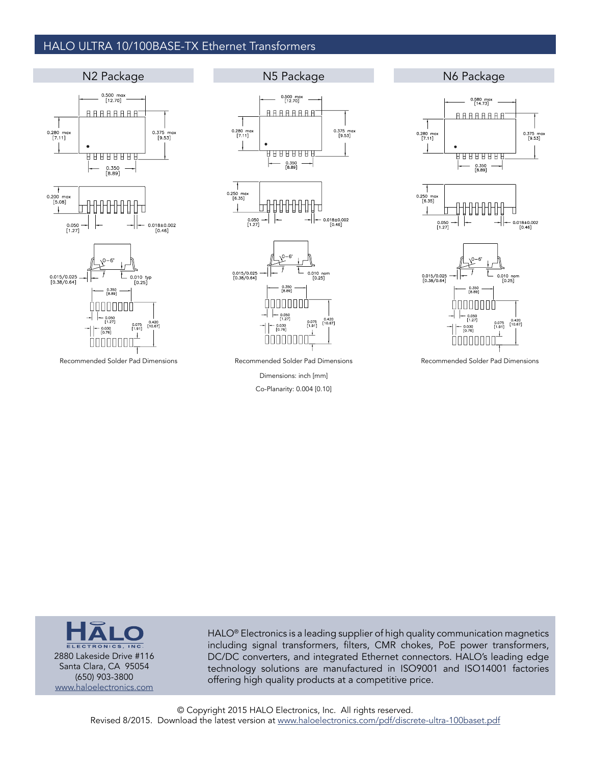## N2 Package

0.500 max
[12.70]

0.280 max
[7.11]

0.375 max
[9.53]

0.350
[8.89]

0.200 max
[5.08]

0.050
[1.27]

0.018±0.002
[0.46]

0–6°

0.015/0.025
[0.38/0.64]

0.010 typ
[0.25]

0.350
[8.89]

0.050
[1.27]

0.030
[0.76]

0.075
[1.91]

0.420
[10.67]

Recommended Solder Pad Dimensions

## N5 Package

0.500 max
[12.70]

0.280 max
[7.11]

0.375 max
[9.53]

0.350
[8.89]

0.250 max
[6.35]

0.050
[1.27]

0.018±0.002
[0.46]

0–6°

0.015/0.025
[0.38/0.64]

0.010 nom
[0.25]

0.350
[8.89]

0.050
[1.27]

0.030
[0.76]

0.075
[1.91]

0.420
[10.67]

Recommended Solder Pad Dimensions

Dimensions: inch [mm]

Co-Planarity: 0.004 [0.10]

## N6 Package

0.580 max
[14.73]

0.280 max
[7.11]

0.375 max
[9.53]

0.350
[8.89]

0.250 max
[6.35]

0.050
[1.27]

0.018±0.002
[0.46]

0–6°

0.015/0.025
[0.38/0.64]

0.010 nom
[0.25]

0.350
[8.89]

0.050
[1.27]

0.030
[0.76]

0.075
[1.91]

0.420
[10.67]

Recommended Solder Pad Dimensions

HALO ELECTRONICS, INC.
2880 Lakeside Drive #116
Santa Clara, CA 95054
(650) 903-3800
www.haloelectronics.com

HALO® Electronics is a leading supplier of high quality communication magnetics including signal transformers, filters, CMR chokes, PoE power transformers, DC/DC converters, and integrated Ethernet connectors. HALO's leading edge technology solutions are manufactured in ISO9001 and ISO14001 factories offering high quality products at a competitive price.

© Copyright 2015 HALO Electronics, Inc. All rights reserved.
Revised 8/2015. Download the latest version at www.haloelectronics.com/pdf/discrete-ultra-100baset.pdf